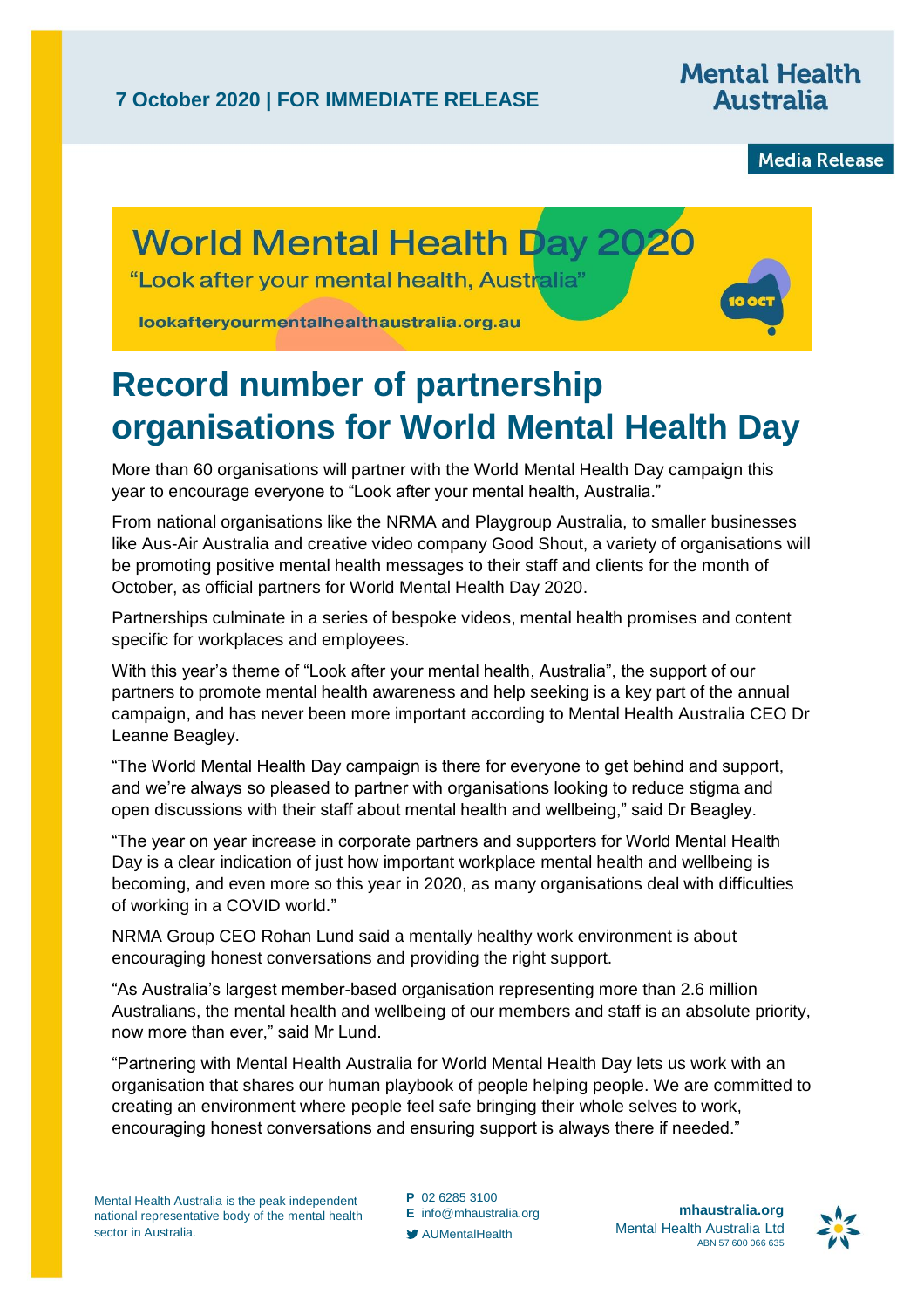**7 October 2020 | FOR IMMEDIATE RELEASE**

Mental Health Australia

Media Release

World Mental Health Day 2020

"Look after your mental health, Australia"

lookafteryourmentalhealthaustralia.org.au

10 OCT

# Record number of partnership organisations for World Mental Health Day

More than 60 organisations will partner with the World Mental Health Day campaign this year to encourage everyone to "Look after your mental health, Australia."

From national organisations like the NRMA and Playgroup Australia, to smaller businesses like Aus-Air Australia and creative video company Good Shout, a variety of organisations will be promoting positive mental health messages to their staff and clients for the month of October, as official partners for World Mental Health Day 2020.

Partnerships culminate in a series of bespoke videos, mental health promises and content specific for workplaces and employees.

With this year's theme of "Look after your mental health, Australia", the support of our partners to promote mental health awareness and help seeking is a key part of the annual campaign, and has never been more important according to Mental Health Australia CEO Dr Leanne Beagley.

"The World Mental Health Day campaign is there for everyone to get behind and support, and we're always so pleased to partner with organisations looking to reduce stigma and open discussions with their staff about mental health and wellbeing," said Dr Beagley.

"The year on year increase in corporate partners and supporters for World Mental Health Day is a clear indication of just how important workplace mental health and wellbeing is becoming, and even more so this year in 2020, as many organisations deal with difficulties of working in a COVID world."

NRMA Group CEO Rohan Lund said a mentally healthy work environment is about encouraging honest conversations and providing the right support.

"As Australia's largest member-based organisation representing more than 2.6 million Australians, the mental health and wellbeing of our members and staff is an absolute priority, now more than ever," said Mr Lund.

"Partnering with Mental Health Australia for World Mental Health Day lets us work with an organisation that shares our human playbook of people helping people. We are committed to creating an environment where people feel safe bringing their whole selves to work, encouraging honest conversations and ensuring support is always there if needed."

Mental Health Australia is the peak independent national representative body of the mental health sector in Australia.

P 02 6285 3100
E info@mhaustralia.org
AUMentalHealth

mhaustralia.org
Mental Health Australia Ltd
ABN 57 600 066 635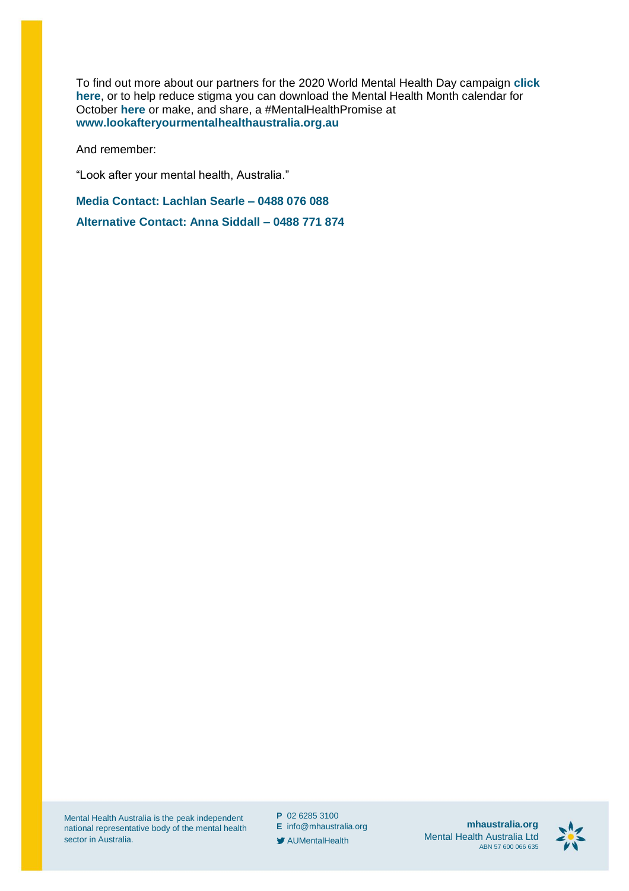To find out more about our partners for the 2020 World Mental Health Day campaign **click here**, or to help reduce stigma you can download the Mental Health Month calendar for October **here** or make, and share, a #MentalHealthPromise at **www.lookafteryourmentalhealthaustralia.org.au**

And remember:

"Look after your mental health, Australia."

**Media Contact: Lachlan Searle – 0488 076 088**

**Alternative Contact: Anna Siddall – 0488 771 874**